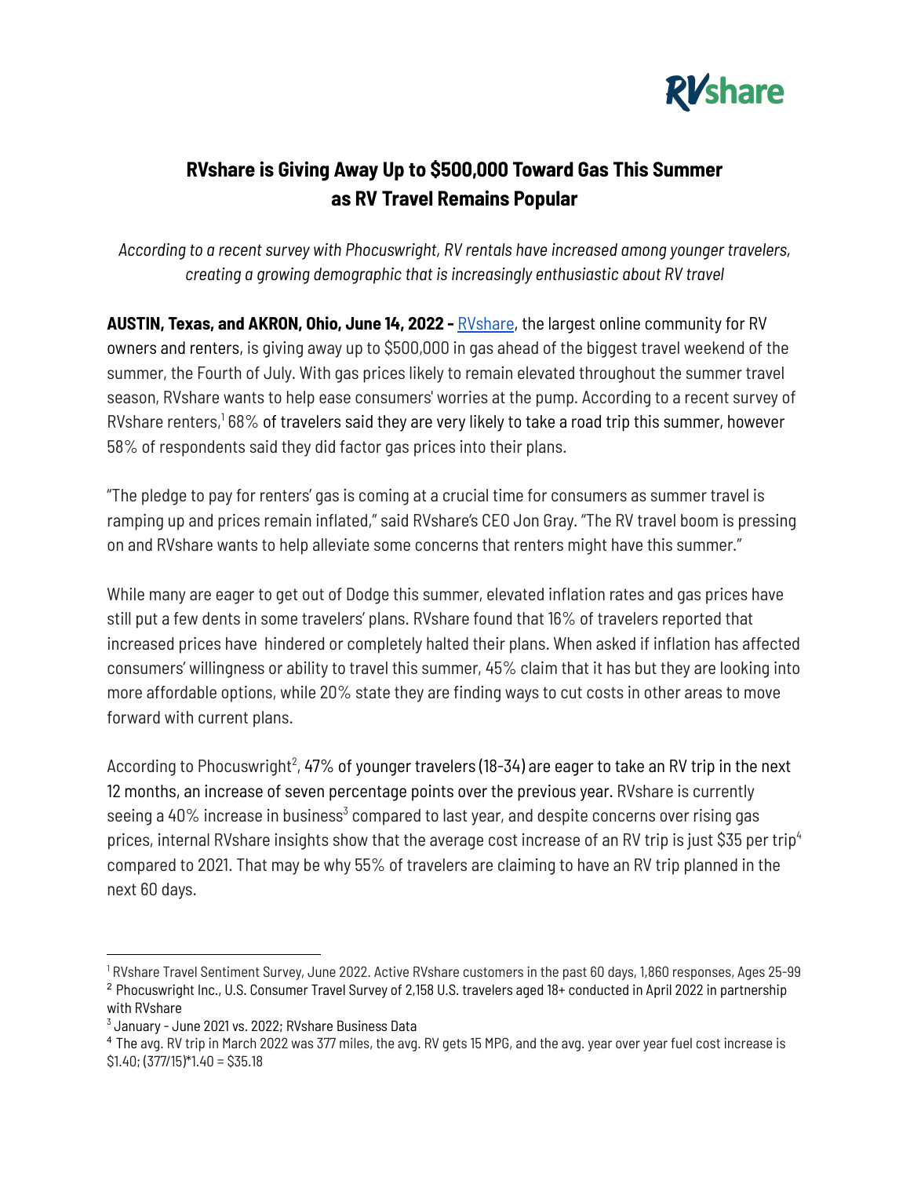RVshare

# RVshare is Giving Away Up to $500,000 Toward Gas This Summer as RV Travel Remains Popular

*According to a recent survey with Phocuswright, RV rentals have increased among younger travelers, creating a growing demographic that is increasingly enthusiastic about RV travel*

**AUSTIN, Texas, and AKRON, Ohio, June 14, 2022 -** [RVshare](RVshare), the largest online community for RV owners and renters, is giving away up to $500,000 in gas ahead of the biggest travel weekend of the summer, the Fourth of July. With gas prices likely to remain elevated throughout the summer travel season, RVshare wants to help ease consumers' worries at the pump. According to a recent survey of RVshare renters,[1] 68% of travelers said they are very likely to take a road trip this summer, however 58% of respondents said they did factor gas prices into their plans.

"The pledge to pay for renters' gas is coming at a crucial time for consumers as summer travel is ramping up and prices remain inflated," said RVshare's CEO Jon Gray. "The RV travel boom is pressing on and RVshare wants to help alleviate some concerns that renters might have this summer."

While many are eager to get out of Dodge this summer, elevated inflation rates and gas prices have still put a few dents in some travelers' plans. RVshare found that 16% of travelers reported that increased prices have hindered or completely halted their plans. When asked if inflation has affected consumers' willingness or ability to travel this summer, 45% claim that it has but they are looking into more affordable options, while 20% state they are finding ways to cut costs in other areas to move forward with current plans.

According to Phocuswright[2], 47% of younger travelers (18-34) are eager to take an RV trip in the next 12 months, an increase of seven percentage points over the previous year. RVshare is currently seeing a 40% increase in business[3] compared to last year, and despite concerns over rising gas prices, internal RVshare insights show that the average cost increase of an RV trip is just $35 per trip[4] compared to 2021. That may be why 55% of travelers are claiming to have an RV trip planned in the next 60 days.

---

[1] RVshare Travel Sentiment Survey, June 2022. Active RVshare customers in the past 60 days, 1,860 responses, Ages 25-99

[2] Phocuswright Inc., U.S. Consumer Travel Survey of 2,158 U.S. travelers aged 18+ conducted in April 2022 in partnership with RVshare

[3] January - June 2021 vs. 2022; RVshare Business Data

[4] The avg. RV trip in March 2022 was 377 miles, the avg. RV gets 15 MPG, and the avg. year over year fuel cost increase is $1.40; (377/15)*1.40 = $35.18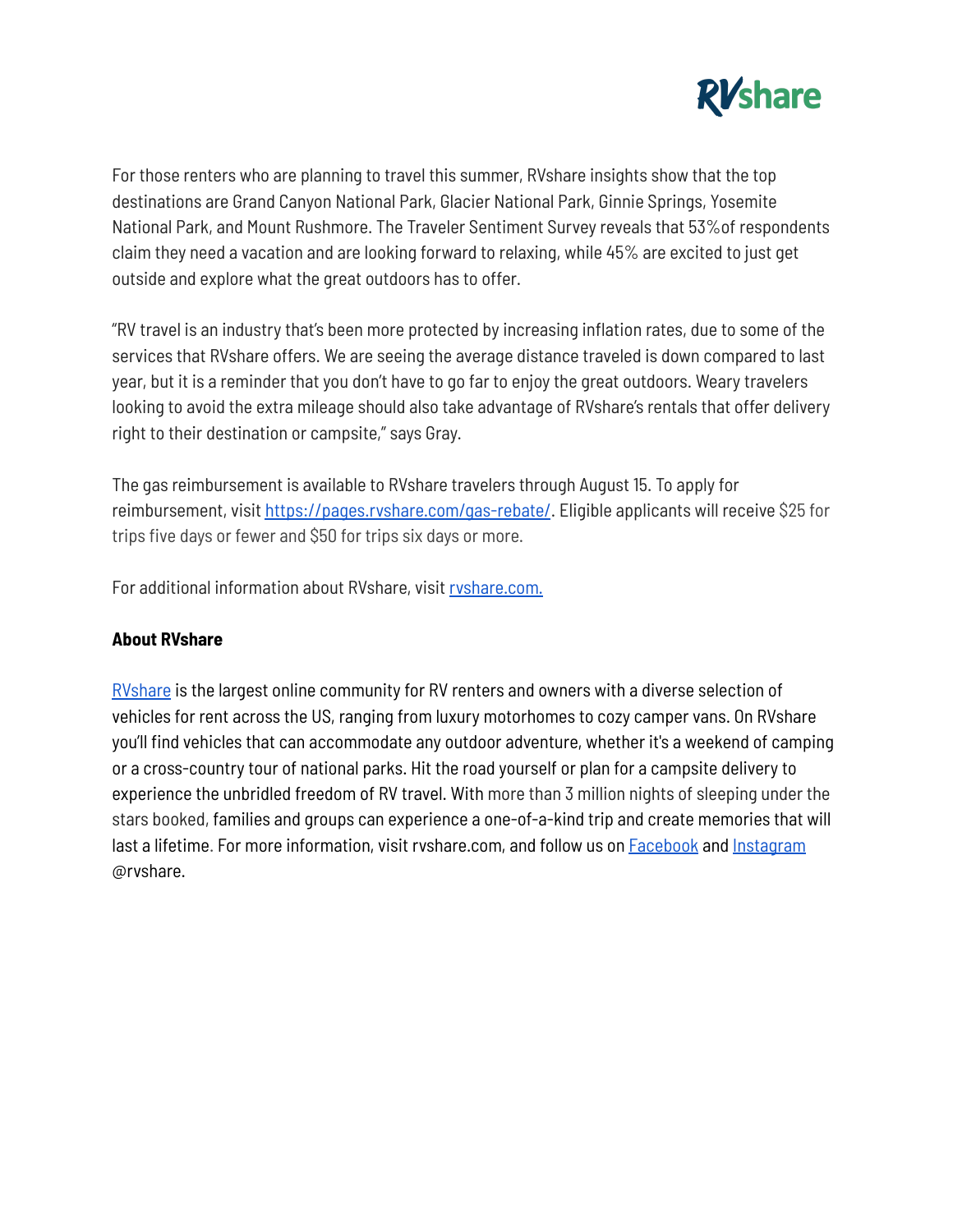For those renters who are planning to travel this summer, RVshare insights show that the top destinations are Grand Canyon National Park, Glacier National Park, Ginnie Springs, Yosemite National Park, and Mount Rushmore. The Traveler Sentiment Survey reveals that 53%of respondents claim they need a vacation and are looking forward to relaxing, while 45% are excited to just get outside and explore what the great outdoors has to offer.

"RV travel is an industry that's been more protected by increasing inflation rates, due to some of the services that RVshare offers. We are seeing the average distance traveled is down compared to last year, but it is a reminder that you don't have to go far to enjoy the great outdoors. Weary travelers looking to avoid the extra mileage should also take advantage of RVshare's rentals that offer delivery right to their destination or campsite," says Gray.

The gas reimbursement is available to RVshare travelers through August 15. To apply for reimbursement, visit [https://pages.rvshare.com/gas-rebate/](https://pages.rvshare.com/gas-rebate/). Eligible applicants will receive $25 for trips five days or fewer and $50 for trips six days or more.

For additional information about RVshare, visit [rvshare.com.](https://rvshare.com)

**About RVshare**

[RVshare](https://rvshare.com) is the largest online community for RV renters and owners with a diverse selection of vehicles for rent across the US, ranging from luxury motorhomes to cozy camper vans. On RVshare you'll find vehicles that can accommodate any outdoor adventure, whether it's a weekend of camping or a cross-country tour of national parks. Hit the road yourself or plan for a campsite delivery to experience the unbridled freedom of RV travel. With more than 3 million nights of sleeping under the stars booked, families and groups can experience a one-of-a-kind trip and create memories that will last a lifetime. For more information, visit rvshare.com, and follow us on [Facebook]() and [Instagram]() @rvshare.